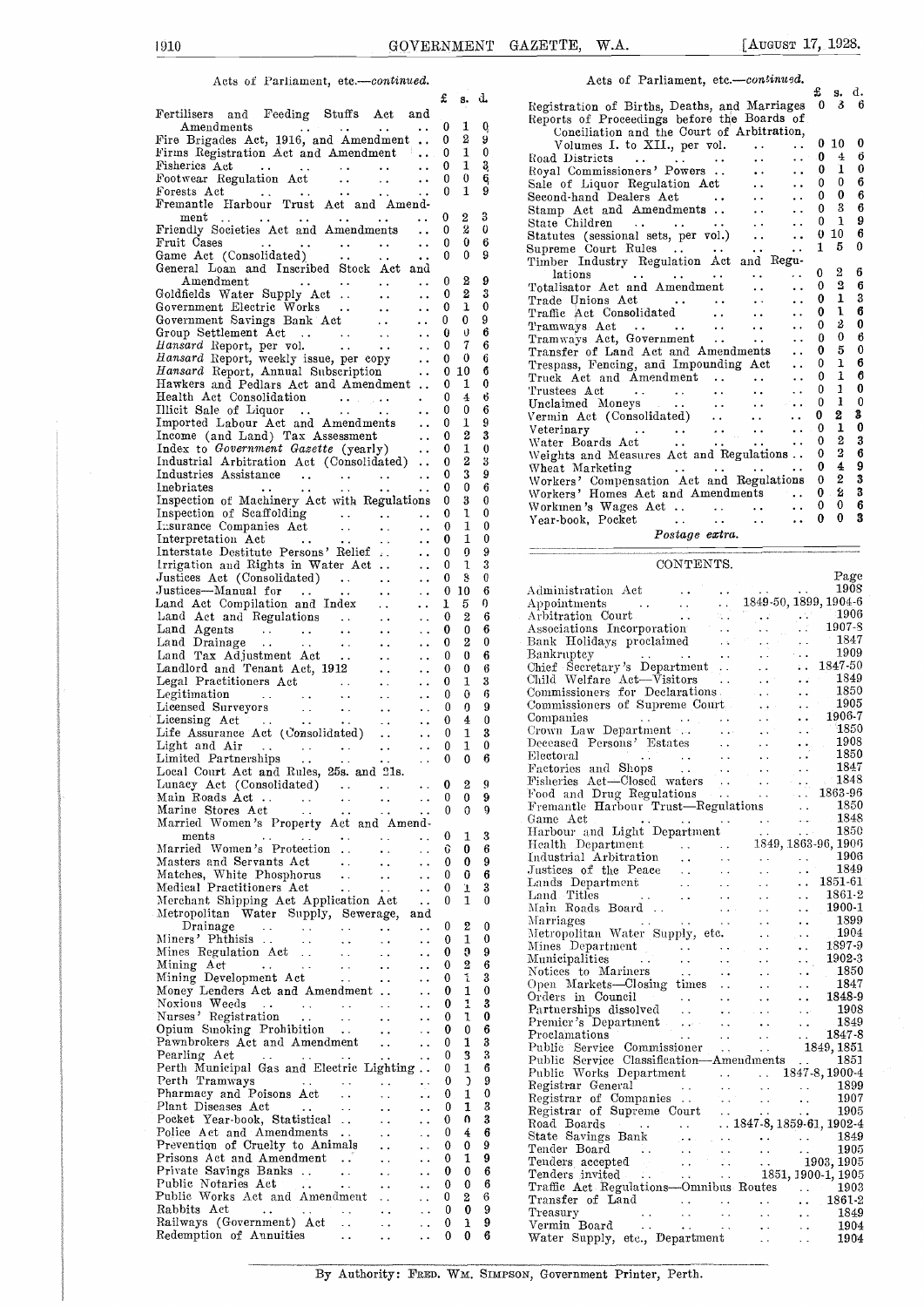Acts of Parliament, etc.—*continued.*

| | £ | s. | d. |
|---|---|---|---|
| Fertilisers and Feeding Stuffs Act and Amendments | 0 | 1 | 0 |
| Fire Brigades Act, 1916, and Amendment | 0 | 2 | 9 |
| Firms Registration Act and Amendment | 0 | 1 | 0 |
| Fisheries Act | 0 | 1 | 3 |
| Footwear Regulation Act | 0 | 0 | 6 |
| Forests Act | 0 | 1 | 9 |
| Fremantle Harbour Trust Act and Amendment | 0 | 2 | 3 |
| Friendly Societies Act and Amendments | 0 | 2 | 0 |
| Fruit Cases | 0 | 0 | 6 |
| Game Act (Consolidated) | 0 | 0 | 9 |
| General Loan and Inscribed Stock Act and Amendment | 0 | 2 | 9 |
| Goldfields Water Supply Act | 0 | 2 | 3 |
| Government Electric Works | 0 | 1 | 0 |
| Government Savings Bank Act | 0 | 0 | 9 |
| Group Settlement Act | 0 | 0 | 6 |
| *Hansard* Report, per vol. | 0 | 7 | 6 |
| *Hansard* Report, weekly issue, per copy | 0 | 0 | 6 |
| *Hansard* Report, Annual Subscription | 0 | 10 | 6 |
| Hawkers and Pedlars Act and Amendment | 0 | 1 | 0 |
| Health Act Consolidation | 0 | 4 | 6 |
| Illicit Sale of Liquor | 0 | 0 | 6 |
| Imported Labour Act and Amendments | 0 | 1 | 9 |
| Income (and Land) Tax Assessment | 0 | 2 | 3 |
| Index to *Government Gazette* (yearly) | 0 | 1 | 0 |
| Industrial Arbitration Act (Consolidated) | 0 | 2 | 3 |
| Industries Assistance | 0 | 3 | 9 |
| Inebriates | 0 | 0 | 6 |
| Inspection of Machinery Act with Regulations | 0 | 3 | 0 |
| Inspection of Scaffolding | 0 | 1 | 0 |
| Insurance Companies Act | 0 | 1 | 0 |
| Interpretation Act | 0 | 1 | 0 |
| Interstate Destitute Persons' Relief | 0 | 0 | 9 |
| Irrigation and Rights in Water Act | 0 | 1 | 3 |
| Justices Act (Consolidated) | 0 | 8 | 0 |
| Justices—Manual for | 0 | 10 | 6 |
| Land Act Compilation and Index | 1 | 5 | 0 |
| Land Act and Regulations | 0 | 2 | 6 |
| Land Agents | 0 | 0 | 6 |
| Land Drainage | 0 | 2 | 0 |
| Land Tax Adjustment Act | 0 | 0 | 6 |
| Landlord and Tenant Act, 1912 | 0 | 0 | 6 |
| Legal Practitioners Act | 0 | 1 | 3 |
| Legitimation | 0 | 0 | 6 |
| Licensed Surveyors | 0 | 0 | 9 |
| Licensing Act | 0 | 4 | 0 |
| Life Assurance Act (Consolidated) | 0 | 1 | 3 |
| Light and Air | 0 | 1 | 0 |
| Limited Partnerships | 0 | 0 | 6 |
| Local Court Act and Rules, 25s. and 21s. | | | |
| Lunacy Act (Consolidated) | 0 | 2 | 9 |
| Main Roads Act | 0 | 0 | 9 |
| Marine Stores Act | 0 | 0 | 9 |
| Married Women's Property Act and Amendments | 0 | 1 | 3 |
| Married Women's Protection | 0 | 0 | 6 |
| Masters and Servants Act | 0 | 0 | 9 |
| Matches, White Phosphorus | 0 | 0 | 6 |
| Medical Practitioners Act | 0 | 1 | 3 |
| Merchant Shipping Act Application Act | 0 | 1 | 0 |
| Metropolitan Water Supply, Sewerage, and Drainage | 0 | 2 | 0 |
| Miners' Phthisis | 0 | 1 | 0 |
| Mines Regulation Act | 0 | 9 | 9 |
| Mining Act | 0 | 2 | 6 |
| Mining Development Act | 0 | 1 | 3 |
| Money Lenders Act and Amendment | 0 | 1 | 0 |
| Noxious Weeds | 0 | 1 | 3 |
| Nurses' Registration | 0 | 1 | 0 |
| Opium Smoking Prohibition | 0 | 0 | 6 |
| Pawnbrokers Act and Amendment | 0 | 1 | 3 |
| Pearling Act | 0 | 3 | 3 |
| Perth Municipal Gas and Electric Lighting | 0 | 1 | 6 |
| Perth Tramways | 0 | 0 | 9 |
| Pharmacy and Poisons Act | 0 | 1 | 0 |
| Plant Diseases Act | 0 | 1 | 3 |
| Pocket Year-book, Statistical | 0 | 0 | 3 |
| Police Act and Amendments | 0 | 4 | 6 |
| Prevention of Cruelty to Animals | 0 | 0 | 9 |
| Prisons Act and Amendment | 0 | 1 | 9 |
| Private Savings Banks | 0 | 0 | 6 |
| Public Notaries Act | 0 | 0 | 6 |
| Public Works Act and Amendment | 0 | 2 | 6 |
| Rabbits Act | 0 | 0 | 9 |
| Railways (Government) Act | 0 | 1 | 9 |
| Redemption of Annuities | 0 | 0 | 6 |
| Registration of Births, Deaths, and Marriages | 0 | 3 | 6 |
| Reports of Proceedings before the Boards of Conciliation and the Court of Arbitration, Volumes I. to XII., per vol. | 0 | 10 | 0 |
| Road Districts | 0 | 4 | 6 |
| Royal Commissioners' Powers | 0 | 1 | 0 |
| Sale of Liquor Regulation Act | 0 | 0 | 6 |
| Second-hand Dealers Act | 0 | 0 | 6 |
| Stamp Act and Amendments | 0 | 3 | 6 |
| State Children | 0 | 1 | 9 |
| Statutes (sessional sets, per vol.) | 0 | 10 | 6 |
| Supreme Court Rules | 1 | 5 | 0 |
| Timber Industry Regulation Act and Regulations | 0 | 2 | 6 |
| Totalisator Act and Amendment | 0 | 2 | 6 |
| Trade Unions Act | 0 | 1 | 3 |
| Traffic Act Consolidated | 0 | 1 | 6 |
| Tramways Act | 0 | 2 | 0 |
| Tramways Act, Government | 0 | 0 | 6 |
| Transfer of Land Act and Amendments | 0 | 5 | 0 |
| Trespass, Fencing, and Impounding Act | 0 | 1 | 6 |
| Truck Act and Amendment | 0 | 1 | 6 |
| Trustees Act | 0 | 1 | 0 |
| Unclaimed Moneys | 0 | 1 | 0 |
| Vermin Act (Consolidated) | 0 | 2 | 3 |
| Veterinary | 0 | 1 | 0 |
| Water Boards Act | 0 | 2 | 3 |
| Weights and Measures Act and Regulations | 0 | 2 | 6 |
| Wheat Marketing | 0 | 4 | 9 |
| Workers' Compensation Act and Regulations | 0 | 2 | 3 |
| Workers' Homes Act and Amendments | 0 | 2 | 3 |
| Workmen's Wages Act | 0 | 0 | 6 |
| Year-book, Pocket | 0 | 0 | 3 |

*Postage extra.*

## CONTENTS.

| | Page |
|---|---|
| Administration Act | 1908 |
| Appointments | 1849-50, 1899, 1904-6 |
| Arbitration Court | 1906 |
| Associations Incorporation | 1907-8 |
| Bank Holidays proclaimed | 1847 |
| Bankruptcy | 1909 |
| Chief Secretary's Department | 1847-50 |
| Child Welfare Act—Visitors | 1849 |
| Commissioners for Declarations | 1850 |
| Commissioners of Supreme Court | 1905 |
| Companies | 1906-7 |
| Crown Law Department | 1850 |
| Deceased Persons' Estates | 1908 |
| Electoral | 1850 |
| Factories and Shops | 1847 |
| Fisheries Act—Closed waters | 1848 |
| Food and Drug Regulations | 1863-96 |
| Fremantle Harbour Trust—Regulations | 1850 |
| Game Act | 1848 |
| Harbour and Light Department | 1850 |
| Health Department | 1849, 1863-96, 1906 |
| Industrial Arbitration | 1906 |
| Justices of the Peace | 1849 |
| Lands Department | 1851-61 |
| Land Titles | 1861-2 |
| Main Roads Board | 1900-1 |
| Marriages | 1899 |
| Metropolitan Water Supply, etc. | 1904 |
| Mines Department | 1897-9 |
| Municipalities | 1902-3 |
| Notices to Mariners | 1850 |
| Open Markets—Closing times | 1847 |
| Orders in Council | 1848-9 |
| Partnerships dissolved | 1908 |
| Premier's Department | 1849 |
| Proclamations | 1847-8 |
| Public Service Commissioner | 1849, 1851 |
| Public Service Classification—Amendments | 1851 |
| Public Works Department | 1847-8, 1900-4 |
| Registrar General | 1899 |
| Registrar of Companies | 1907 |
| Registrar of Supreme Court | 1905 |
| Road Boards | 1847-8, 1859-61, 1902-4 |
| State Savings Bank | 1849 |
| Tender Board | 1905 |
| Tenders accepted | 1903, 1905 |
| Tenders invited | 1851, 1900-1, 1905 |
| Traffic Act Regulations—Omnibus Routes | 1903 |
| Transfer of Land | 1861-2 |
| Treasury | 1849 |
| Vermin Board | 1904 |
| Water Supply, etc., Department | 1904 |

By Authority: FRED. WM. SIMPSON, Government Printer, Perth.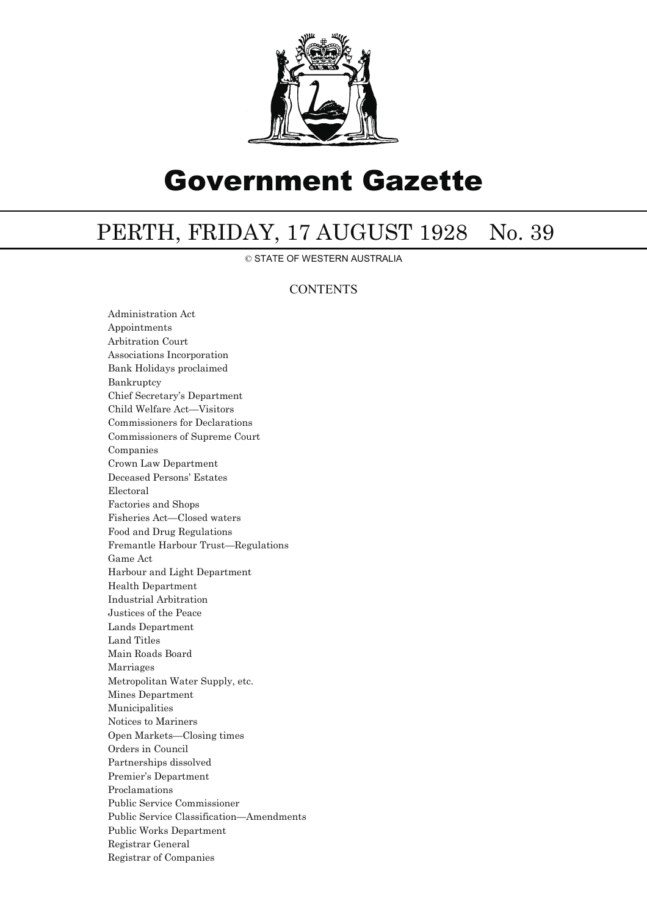# Government Gazette

## PERTH, FRIDAY, 17 AUGUST 1928 No. 39

© STATE OF WESTERN AUSTRALIA

### CONTENTS

Administration Act
Appointments
Arbitration Court
Associations Incorporation
Bank Holidays proclaimed
Bankruptcy
Chief Secretary's Department
Child Welfare Act—Visitors
Commissioners for Declarations
Commissioners of Supreme Court
Companies
Crown Law Department
Deceased Persons' Estates
Electoral
Factories and Shops
Fisheries Act—Closed waters
Food and Drug Regulations
Fremantle Harbour Trust—Regulations
Game Act
Harbour and Light Department
Health Department
Industrial Arbitration
Justices of the Peace
Lands Department
Land Titles
Main Roads Board
Marriages
Metropolitan Water Supply, etc.
Mines Department
Municipalities
Notices to Mariners
Open Markets—Closing times
Orders in Council
Partnerships dissolved
Premier's Department
Proclamations
Public Service Commissioner
Public Service Classification—Amendments
Public Works Department
Registrar General
Registrar of Companies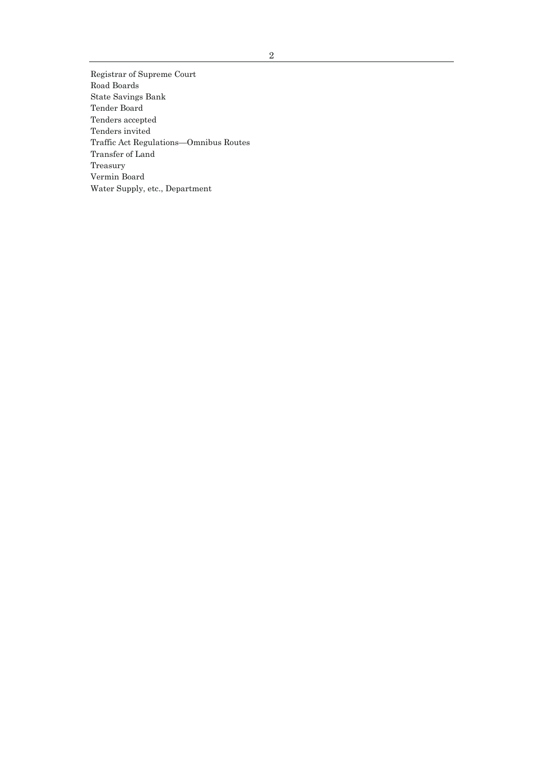Registrar of Supreme Court
Road Boards
State Savings Bank
Tender Board
Tenders accepted
Tenders invited
Traffic Act Regulations—Omnibus Routes
Transfer of Land
Treasury
Vermin Board
Water Supply, etc., Department